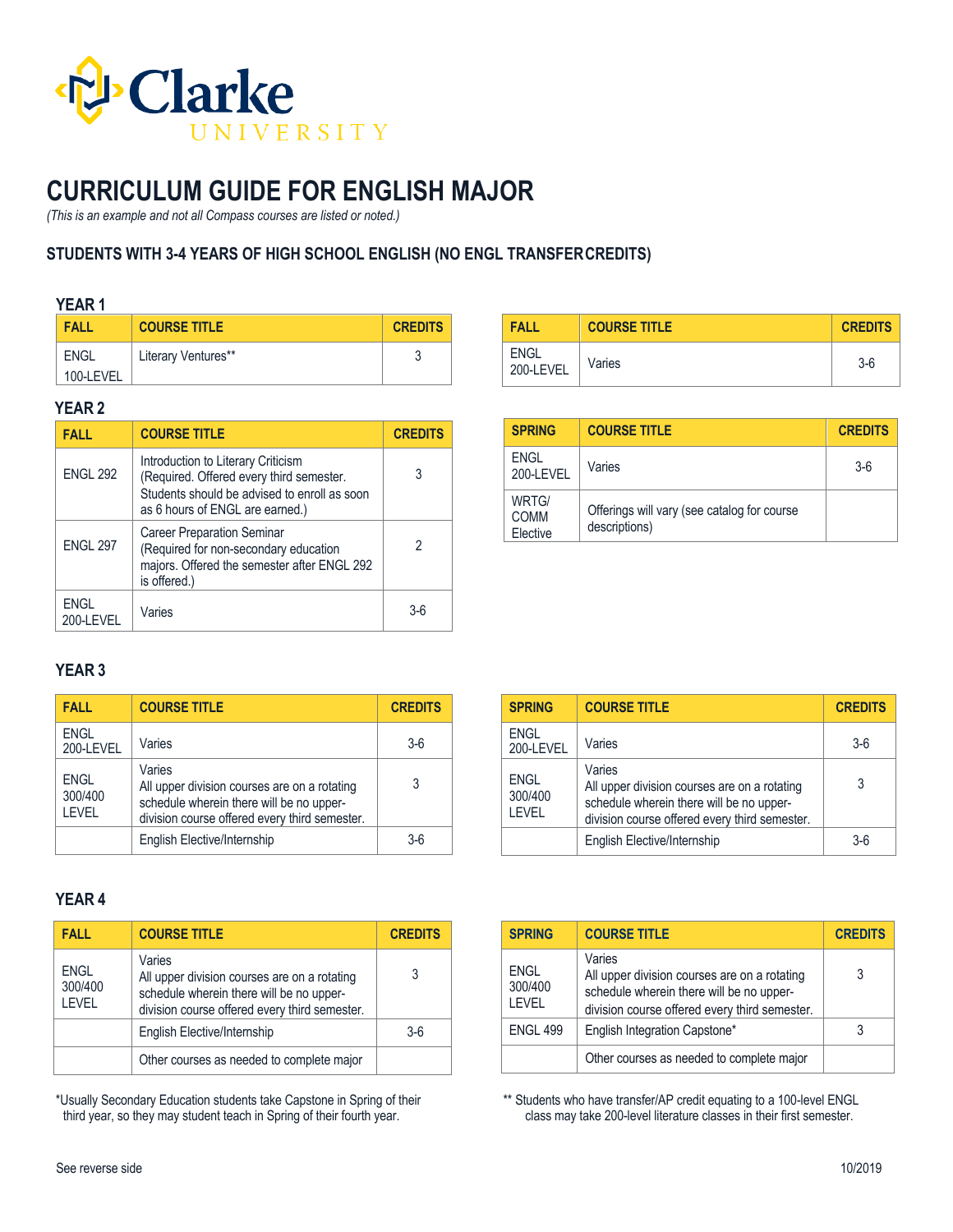Clarke UNIVERSITY

# CURRICULUM GUIDE FOR ENGLISH MAJOR

*(This is an example and not all Compass courses are listed or noted.)*

## STUDENTS WITH 3-4 YEARS OF HIGH SCHOOL ENGLISH (NO ENGL TRANSFER CREDITS)

### YEAR 1

| FALL | COURSE TITLE | CREDITS |
|---|---|---|
| ENGL 100-LEVEL | Literary Ventures** | 3 |

| FALL | COURSE TITLE | CREDITS |
|---|---|---|
| ENGL 200-LEVEL | Varies | 3-6 |

### YEAR 2

| FALL | COURSE TITLE | CREDITS |
|---|---|---|
| ENGL 292 | Introduction to Literary Criticism (Required. Offered every third semester. Students should be advised to enroll as soon as 6 hours of ENGL are earned.) | 3 |
| ENGL 297 | Career Preparation Seminar (Required for non-secondary education majors. Offered the semester after ENGL 292 is offered.) | 2 |
| ENGL 200-LEVEL | Varies | 3-6 |

| SPRING | COURSE TITLE | CREDITS |
|---|---|---|
| ENGL 200-LEVEL | Varies | 3-6 |
| WRTG/ COMM Elective | Offerings will vary (see catalog for course descriptions) | |

### YEAR 3

| FALL | COURSE TITLE | CREDITS |
|---|---|---|
| ENGL 200-LEVEL | Varies | 3-6 |
| ENGL 300/400 LEVEL | Varies<br>All upper division courses are on a rotating schedule wherein there will be no upper-division course offered every third semester. | 3 |
| | English Elective/Internship | 3-6 |

| SPRING | COURSE TITLE | CREDITS |
|---|---|---|
| ENGL 200-LEVEL | Varies | 3-6 |
| ENGL 300/400 LEVEL | Varies<br>All upper division courses are on a rotating schedule wherein there will be no upper-division course offered every third semester. | 3 |
| | English Elective/Internship | 3-6 |

### YEAR 4

| FALL | COURSE TITLE | CREDITS |
|---|---|---|
| ENGL 300/400 LEVEL | Varies<br>All upper division courses are on a rotating schedule wherein there will be no upper-division course offered every third semester. | 3 |
| | English Elective/Internship | 3-6 |
| | Other courses as needed to complete major | |

| SPRING | COURSE TITLE | CREDITS |
|---|---|---|
| ENGL 300/400 LEVEL | Varies<br>All upper division courses are on a rotating schedule wherein there will be no upper-division course offered every third semester. | 3 |
| ENGL 499 | English Integration Capstone* | 3 |
| | Other courses as needed to complete major | |

*Usually Secondary Education students take Capstone in Spring of their third year, so they may student teach in Spring of their fourth year.

** Students who have transfer/AP credit equating to a 100-level ENGL class may take 200-level literature classes in their first semester.

See reverse side

10/2019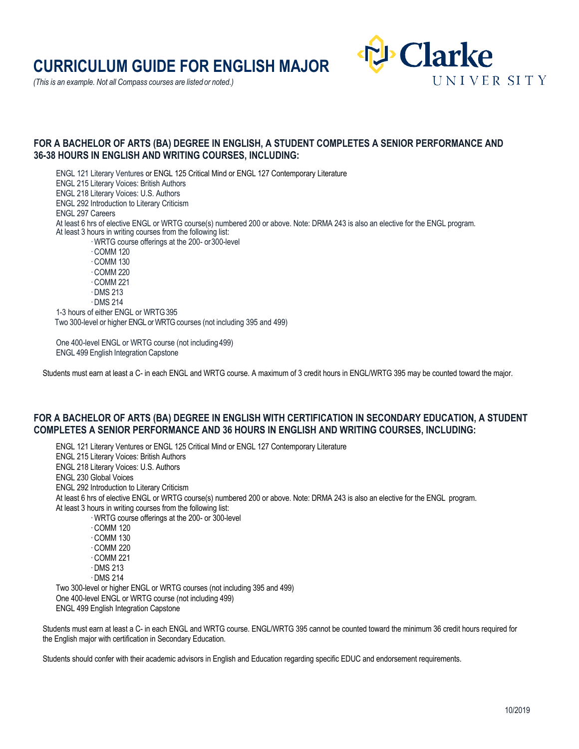# CURRICULUM GUIDE FOR ENGLISH MAJOR

*(This is an example. Not all Compass courses are listed or noted.)*

## FOR A BACHELOR OF ARTS (BA) DEGREE IN ENGLISH, A STUDENT COMPLETES A SENIOR PERFORMANCE AND 36-38 HOURS IN ENGLISH AND WRITING COURSES, INCLUDING:

ENGL 121 Literary Ventures or ENGL 125 Critical Mind or ENGL 127 Contemporary Literature
ENGL 215 Literary Voices: British Authors
ENGL 218 Literary Voices: U.S. Authors
ENGL 292 Introduction to Literary Criticism
ENGL 297 Careers
At least 6 hrs of elective ENGL or WRTG course(s) numbered 200 or above. Note: DRMA 243 is also an elective for the ENGL program.
At least 3 hours in writing courses from the following list:

- WRTG course offerings at the 200- or 300-level
- COMM 120
- COMM 130
- COMM 220
- COMM 221
- DMS 213
- DMS 214

1-3 hours of either ENGL or WRTG 395
Two 300-level or higher ENGL or WRTG courses (not including 395 and 499)

One 400-level ENGL or WRTG course (not including 499)
ENGL 499 English Integration Capstone

Students must earn at least a C- in each ENGL and WRTG course. A maximum of 3 credit hours in ENGL/WRTG 395 may be counted toward the major.

## FOR A BACHELOR OF ARTS (BA) DEGREE IN ENGLISH WITH CERTIFICATION IN SECONDARY EDUCATION, A STUDENT COMPLETES A SENIOR PERFORMANCE AND 36 HOURS IN ENGLISH AND WRITING COURSES, INCLUDING:

ENGL 121 Literary Ventures or ENGL 125 Critical Mind or ENGL 127 Contemporary Literature
ENGL 215 Literary Voices: British Authors
ENGL 218 Literary Voices: U.S. Authors
ENGL 230 Global Voices
ENGL 292 Introduction to Literary Criticism
At least 6 hrs of elective ENGL or WRTG course(s) numbered 200 or above. Note: DRMA 243 is also an elective for the ENGL program.
At least 3 hours in writing courses from the following list:

- WRTG course offerings at the 200- or 300-level
- COMM 120
- COMM 130
- COMM 220
- COMM 221
- DMS 213
- DMS 214

Two 300-level or higher ENGL or WRTG courses (not including 395 and 499)
One 400-level ENGL or WRTG course (not including 499)
ENGL 499 English Integration Capstone

Students must earn at least a C- in each ENGL and WRTG course. ENGL/WRTG 395 cannot be counted toward the minimum 36 credit hours required for the English major with certification in Secondary Education.

Students should confer with their academic advisors in English and Education regarding specific EDUC and endorsement requirements.

10/2019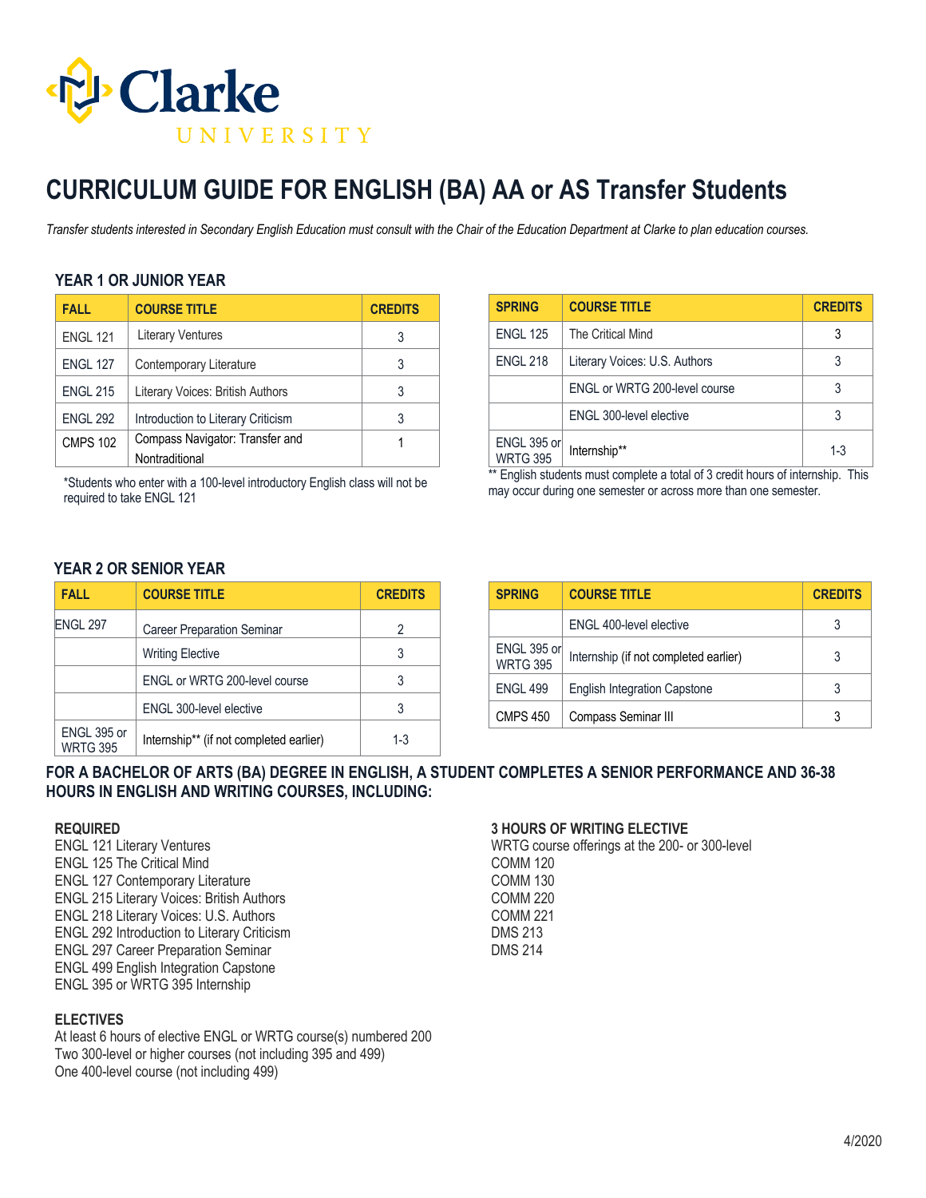Clarke UNIVERSITY

# CURRICULUM GUIDE FOR ENGLISH (BA) AA or AS Transfer Students

*Transfer students interested in Secondary English Education must consult with the Chair of the Education Department at Clarke to plan education courses.*

## YEAR 1 OR JUNIOR YEAR

| FALL | COURSE TITLE | CREDITS |
|---|---|---|
| ENGL 121 | Literary Ventures | 3 |
| ENGL 127 | Contemporary Literature | 3 |
| ENGL 215 | Literary Voices: British Authors | 3 |
| ENGL 292 | Introduction to Literary Criticism | 3 |
| CMPS 102 | Compass Navigator: Transfer and Nontraditional | 1 |

*Students who enter with a 100-level introductory English class will not be required to take ENGL 121

| SPRING | COURSE TITLE | CREDITS |
|---|---|---|
| ENGL 125 | The Critical Mind | 3 |
| ENGL 218 | Literary Voices: U.S. Authors | 3 |
| | ENGL or WRTG 200-level course | 3 |
| | ENGL 300-level elective | 3 |
| ENGL 395 or WRTG 395 | Internship** | 1-3 |

** English students must complete a total of 3 credit hours of internship. This may occur during one semester or across more than one semester.

## YEAR 2 OR SENIOR YEAR

| FALL | COURSE TITLE | CREDITS |
|---|---|---|
| ENGL 297 | Career Preparation Seminar | 2 |
| | Writing Elective | 3 |
| | ENGL or WRTG 200-level course | 3 |
| | ENGL 300-level elective | 3 |
| ENGL 395 or WRTG 395 | Internship** (if not completed earlier) | 1-3 |

| SPRING | COURSE TITLE | CREDITS |
|---|---|---|
| | ENGL 400-level elective | 3 |
| ENGL 395 or WRTG 395 | Internship (if not completed earlier) | 3 |
| ENGL 499 | English Integration Capstone | 3 |
| CMPS 450 | Compass Seminar III | 3 |

## FOR A BACHELOR OF ARTS (BA) DEGREE IN ENGLISH, A STUDENT COMPLETES A SENIOR PERFORMANCE AND 36-38 HOURS IN ENGLISH AND WRITING COURSES, INCLUDING:

**REQUIRED**
ENGL 121 Literary Ventures
ENGL 125 The Critical Mind
ENGL 127 Contemporary Literature
ENGL 215 Literary Voices: British Authors
ENGL 218 Literary Voices: U.S. Authors
ENGL 292 Introduction to Literary Criticism
ENGL 297 Career Preparation Seminar
ENGL 499 English Integration Capstone
ENGL 395 or WRTG 395 Internship

**ELECTIVES**
At least 6 hours of elective ENGL or WRTG course(s) numbered 200
Two 300-level or higher courses (not including 395 and 499)
One 400-level course (not including 499)

**3 HOURS OF WRITING ELECTIVE**
WRTG course offerings at the 200- or 300-level
COMM 120
COMM 130
COMM 220
COMM 221
DMS 213
DMS 214

4/2020